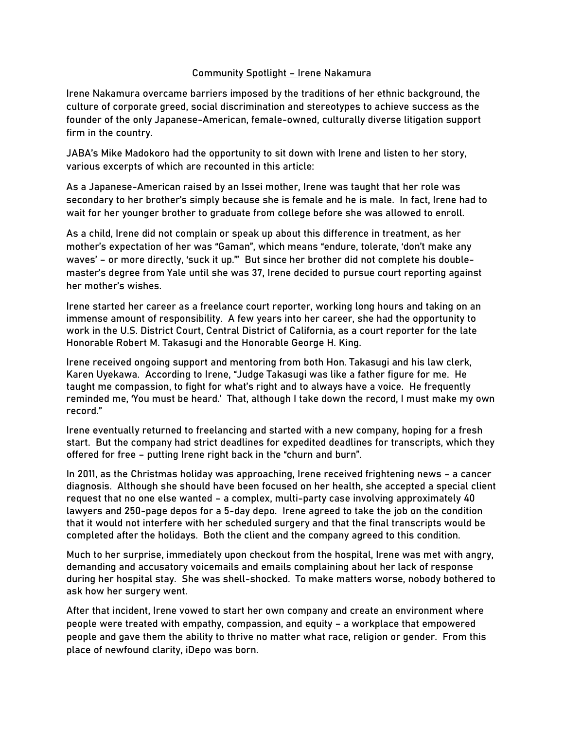# Community Spotlight – Irene Nakamura

Irene Nakamura overcame barriers imposed by the traditions of her ethnic background, the culture of corporate greed, social discrimination and stereotypes to achieve success as the founder of the only Japanese-American, female-owned, culturally diverse litigation support firm in the country.

JABA's Mike Madokoro had the opportunity to sit down with Irene and listen to her story, various excerpts of which are recounted in this article:

As a Japanese-American raised by an Issei mother, Irene was taught that her role was secondary to her brother's simply because she is female and he is male. In fact, Irene had to wait for her younger brother to graduate from college before she was allowed to enroll.

As a child, Irene did not complain or speak up about this difference in treatment, as her mother's expectation of her was "Gaman", which means "endure, tolerate, 'don't make any waves' – or more directly, 'suck it up.'" But since her brother did not complete his double-master's degree from Yale until she was 37, Irene decided to pursue court reporting against her mother's wishes.

Irene started her career as a freelance court reporter, working long hours and taking on an immense amount of responsibility. A few years into her career, she had the opportunity to work in the U.S. District Court, Central District of California, as a court reporter for the late Honorable Robert M. Takasugi and the Honorable George H. King.

Irene received ongoing support and mentoring from both Hon. Takasugi and his law clerk, Karen Uyekawa. According to Irene, "Judge Takasugi was like a father figure for me. He taught me compassion, to fight for what's right and to always have a voice. He frequently reminded me, 'You must be heard.' That, although I take down the record, I must make my own record."

Irene eventually returned to freelancing and started with a new company, hoping for a fresh start. But the company had strict deadlines for expedited deadlines for transcripts, which they offered for free – putting Irene right back in the "churn and burn".

In 2011, as the Christmas holiday was approaching, Irene received frightening news – a cancer diagnosis. Although she should have been focused on her health, she accepted a special client request that no one else wanted – a complex, multi-party case involving approximately 40 lawyers and 250-page depos for a 5-day depo. Irene agreed to take the job on the condition that it would not interfere with her scheduled surgery and that the final transcripts would be completed after the holidays. Both the client and the company agreed to this condition.

Much to her surprise, immediately upon checkout from the hospital, Irene was met with angry, demanding and accusatory voicemails and emails complaining about her lack of response during her hospital stay. She was shell-shocked. To make matters worse, nobody bothered to ask how her surgery went.

After that incident, Irene vowed to start her own company and create an environment where people were treated with empathy, compassion, and equity – a workplace that empowered people and gave them the ability to thrive no matter what race, religion or gender. From this place of newfound clarity, iDepo was born.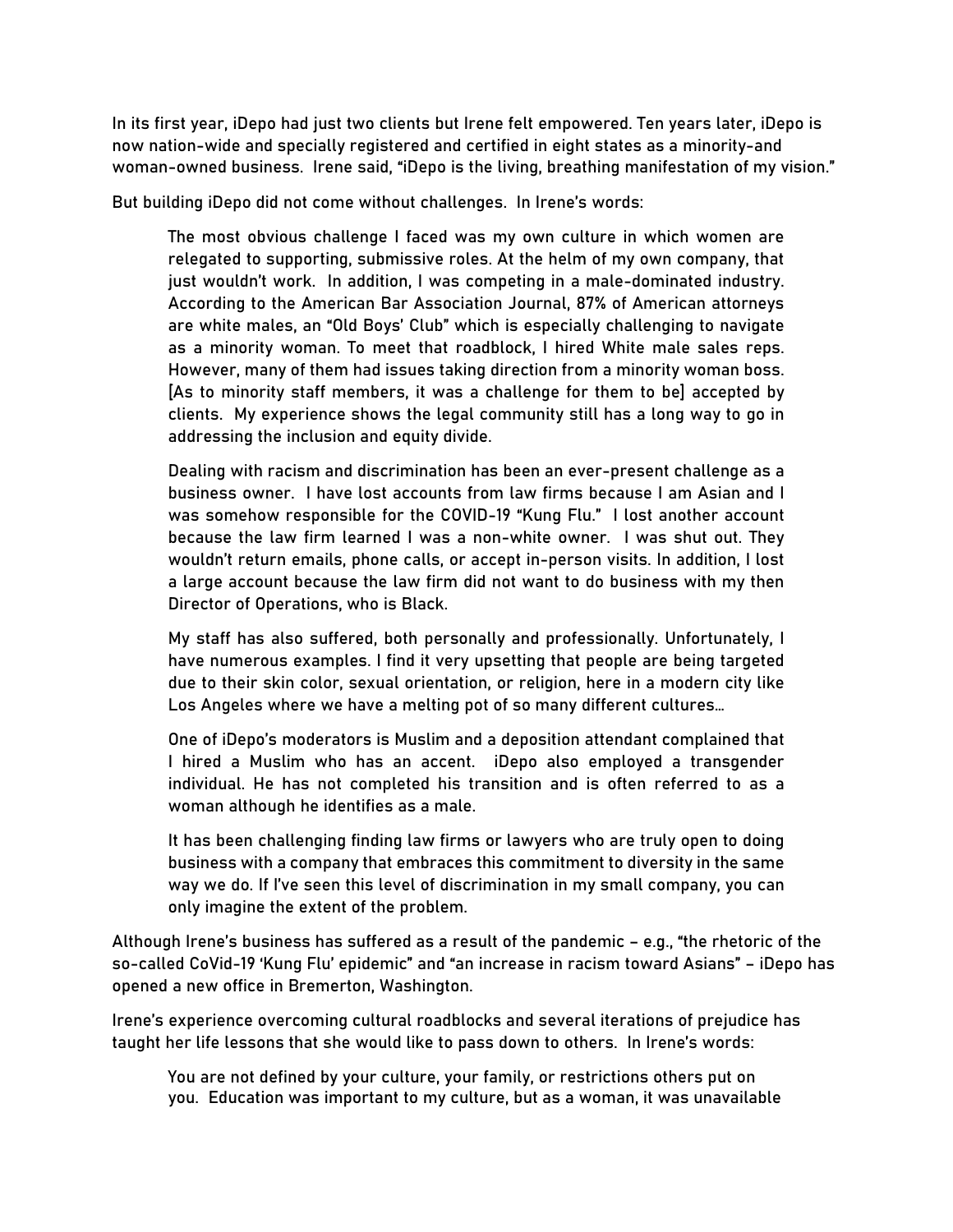In its first year, iDepo had just two clients but Irene felt empowered. Ten years later, iDepo is now nation-wide and specially registered and certified in eight states as a minority-and woman-owned business. Irene said, "iDepo is the living, breathing manifestation of my vision."

But building iDepo did not come without challenges. In Irene's words:

> The most obvious challenge I faced was my own culture in which women are relegated to supporting, submissive roles. At the helm of my own company, that just wouldn't work. In addition, I was competing in a male-dominated industry. According to the American Bar Association Journal, 87% of American attorneys are white males, an "Old Boys' Club" which is especially challenging to navigate as a minority woman. To meet that roadblock, I hired White male sales reps. However, many of them had issues taking direction from a minority woman boss. [As to minority staff members, it was a challenge for them to be] accepted by clients. My experience shows the legal community still has a long way to go in addressing the inclusion and equity divide.
>
> Dealing with racism and discrimination has been an ever-present challenge as a business owner. I have lost accounts from law firms because I am Asian and I was somehow responsible for the COVID-19 "Kung Flu." I lost another account because the law firm learned I was a non-white owner. I was shut out. They wouldn't return emails, phone calls, or accept in-person visits. In addition, I lost a large account because the law firm did not want to do business with my then Director of Operations, who is Black.
>
> My staff has also suffered, both personally and professionally. Unfortunately, I have numerous examples. I find it very upsetting that people are being targeted due to their skin color, sexual orientation, or religion, here in a modern city like Los Angeles where we have a melting pot of so many different cultures…
>
> One of iDepo's moderators is Muslim and a deposition attendant complained that I hired a Muslim who has an accent. iDepo also employed a transgender individual. He has not completed his transition and is often referred to as a woman although he identifies as a male.
>
> It has been challenging finding law firms or lawyers who are truly open to doing business with a company that embraces this commitment to diversity in the same way we do. If I've seen this level of discrimination in my small company, you can only imagine the extent of the problem.

Although Irene's business has suffered as a result of the pandemic – e.g., "the rhetoric of the so-called CoVid-19 'Kung Flu' epidemic" and "an increase in racism toward Asians" – iDepo has opened a new office in Bremerton, Washington.

Irene's experience overcoming cultural roadblocks and several iterations of prejudice has taught her life lessons that she would like to pass down to others. In Irene's words:

> You are not defined by your culture, your family, or restrictions others put on you. Education was important to my culture, but as a woman, it was unavailable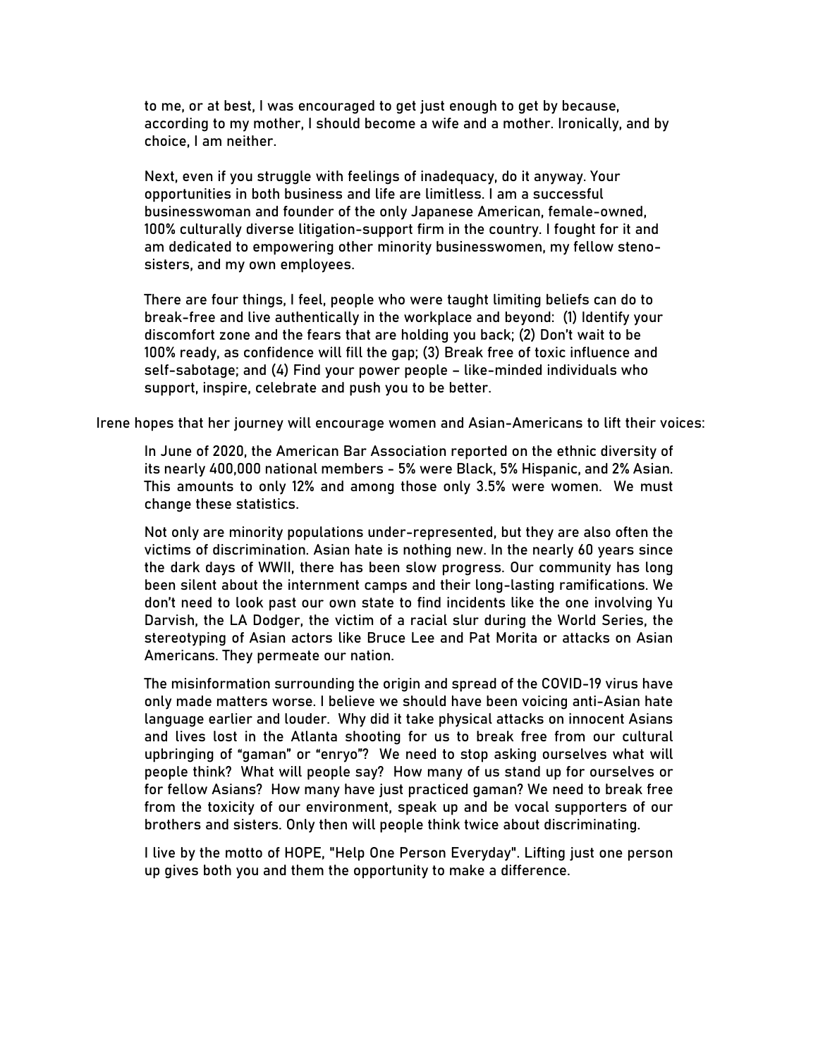> to me, or at best, I was encouraged to get just enough to get by because, according to my mother, I should become a wife and a mother. Ironically, and by choice, I am neither.
>
> Next, even if you struggle with feelings of inadequacy, do it anyway. Your opportunities in both business and life are limitless. I am a successful businesswoman and founder of the only Japanese American, female-owned, 100% culturally diverse litigation-support firm in the country. I fought for it and am dedicated to empowering other minority businesswomen, my fellow steno-sisters, and my own employees.
>
> There are four things, I feel, people who were taught limiting beliefs can do to break-free and live authentically in the workplace and beyond: (1) Identify your discomfort zone and the fears that are holding you back; (2) Don't wait to be 100% ready, as confidence will fill the gap; (3) Break free of toxic influence and self-sabotage; and (4) Find your power people – like-minded individuals who support, inspire, celebrate and push you to be better.

Irene hopes that her journey will encourage women and Asian-Americans to lift their voices:

> In June of 2020, the American Bar Association reported on the ethnic diversity of its nearly 400,000 national members - 5% were Black, 5% Hispanic, and 2% Asian. This amounts to only 12% and among those only 3.5% were women. We must change these statistics.
>
> Not only are minority populations under-represented, but they are also often the victims of discrimination. Asian hate is nothing new. In the nearly 60 years since the dark days of WWII, there has been slow progress. Our community has long been silent about the internment camps and their long-lasting ramifications. We don't need to look past our own state to find incidents like the one involving Yu Darvish, the LA Dodger, the victim of a racial slur during the World Series, the stereotyping of Asian actors like Bruce Lee and Pat Morita or attacks on Asian Americans. They permeate our nation.
>
> The misinformation surrounding the origin and spread of the COVID-19 virus have only made matters worse. I believe we should have been voicing anti-Asian hate language earlier and louder. Why did it take physical attacks on innocent Asians and lives lost in the Atlanta shooting for us to break free from our cultural upbringing of "gaman" or "enryo"? We need to stop asking ourselves what will people think? What will people say? How many of us stand up for ourselves or for fellow Asians? How many have just practiced gaman? We need to break free from the toxicity of our environment, speak up and be vocal supporters of our brothers and sisters. Only then will people think twice about discriminating.
>
> I live by the motto of HOPE, "Help One Person Everyday". Lifting just one person up gives both you and them the opportunity to make a difference.